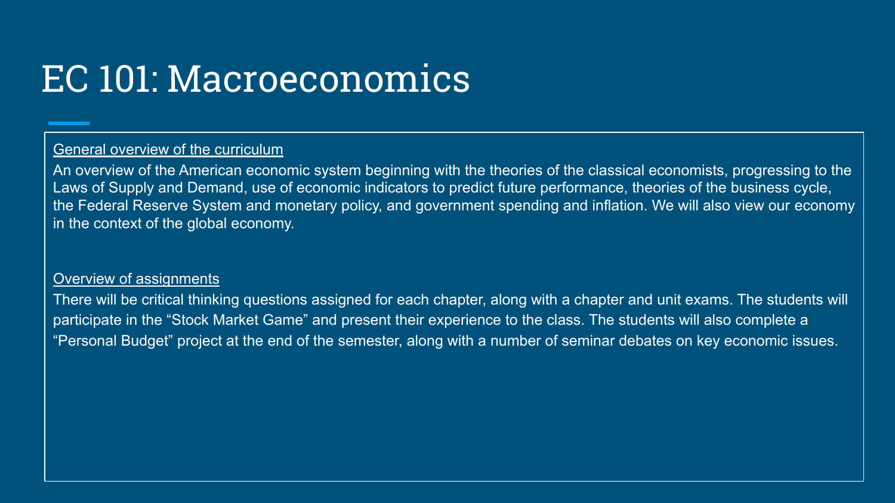# EC 101: Macroeconomics

General overview of the curriculum

An overview of the American economic system beginning with the theories of the classical economists, progressing to the Laws of Supply and Demand, use of economic indicators to predict future performance, theories of the business cycle, the Federal Reserve System and monetary policy, and government spending and inflation. We will also view our economy in the context of the global economy.

Overview of assignments

There will be critical thinking questions assigned for each chapter, along with a chapter and unit exams. The students will participate in the "Stock Market Game" and present their experience to the class. The students will also complete a "Personal Budget" project at the end of the semester, along with a number of seminar debates on key economic issues.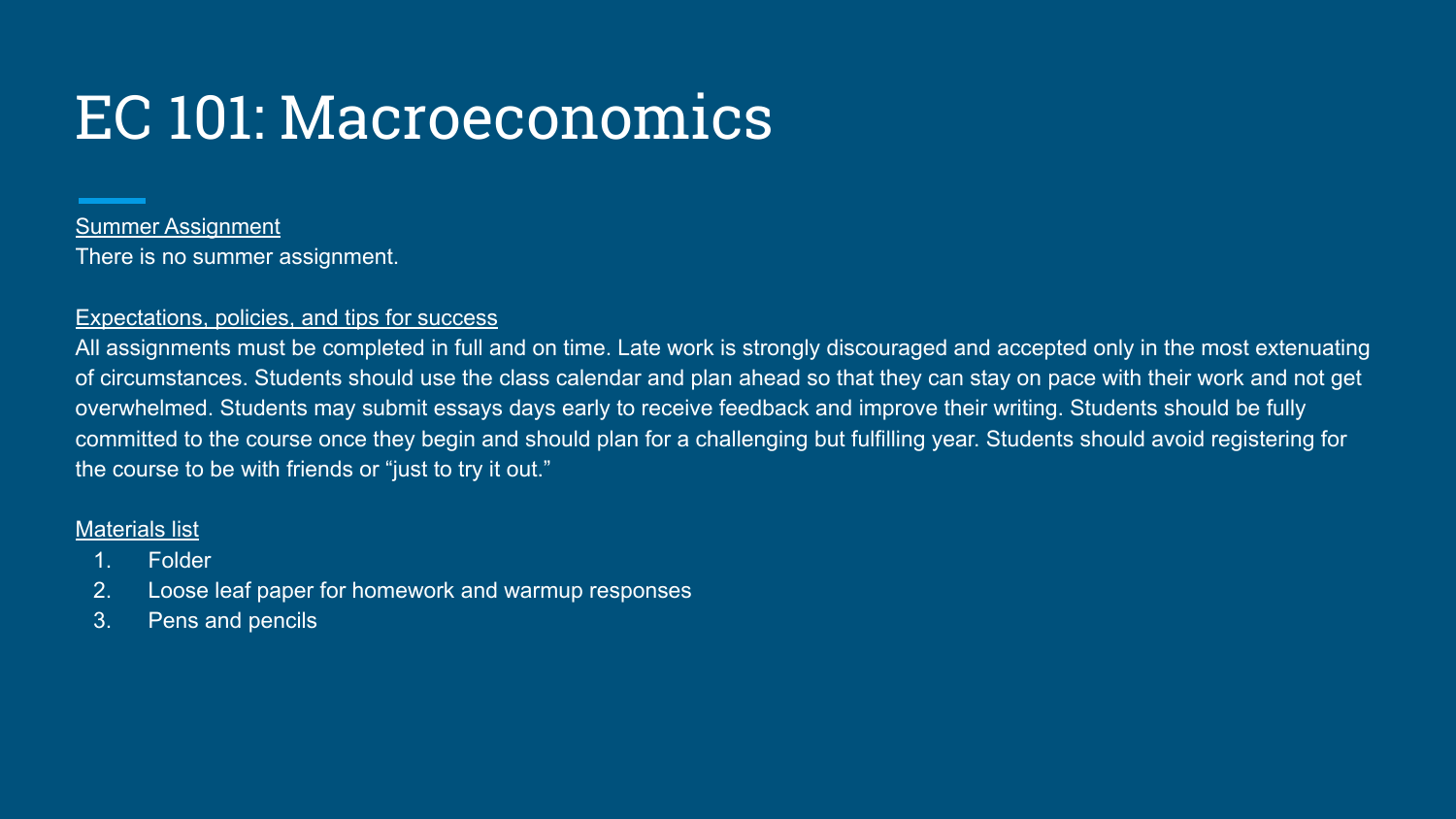# EC 101: Macroeconomics

Summer Assignment

There is no summer assignment.

Expectations, policies, and tips for success

All assignments must be completed in full and on time. Late work is strongly discouraged and accepted only in the most extenuating of circumstances. Students should use the class calendar and plan ahead so that they can stay on pace with their work and not get overwhelmed. Students may submit essays days early to receive feedback and improve their writing. Students should be fully committed to the course once they begin and should plan for a challenging but fulfilling year. Students should avoid registering for the course to be with friends or “just to try it out.”

Materials list

1. Folder
2. Loose leaf paper for homework and warmup responses
3. Pens and pencils